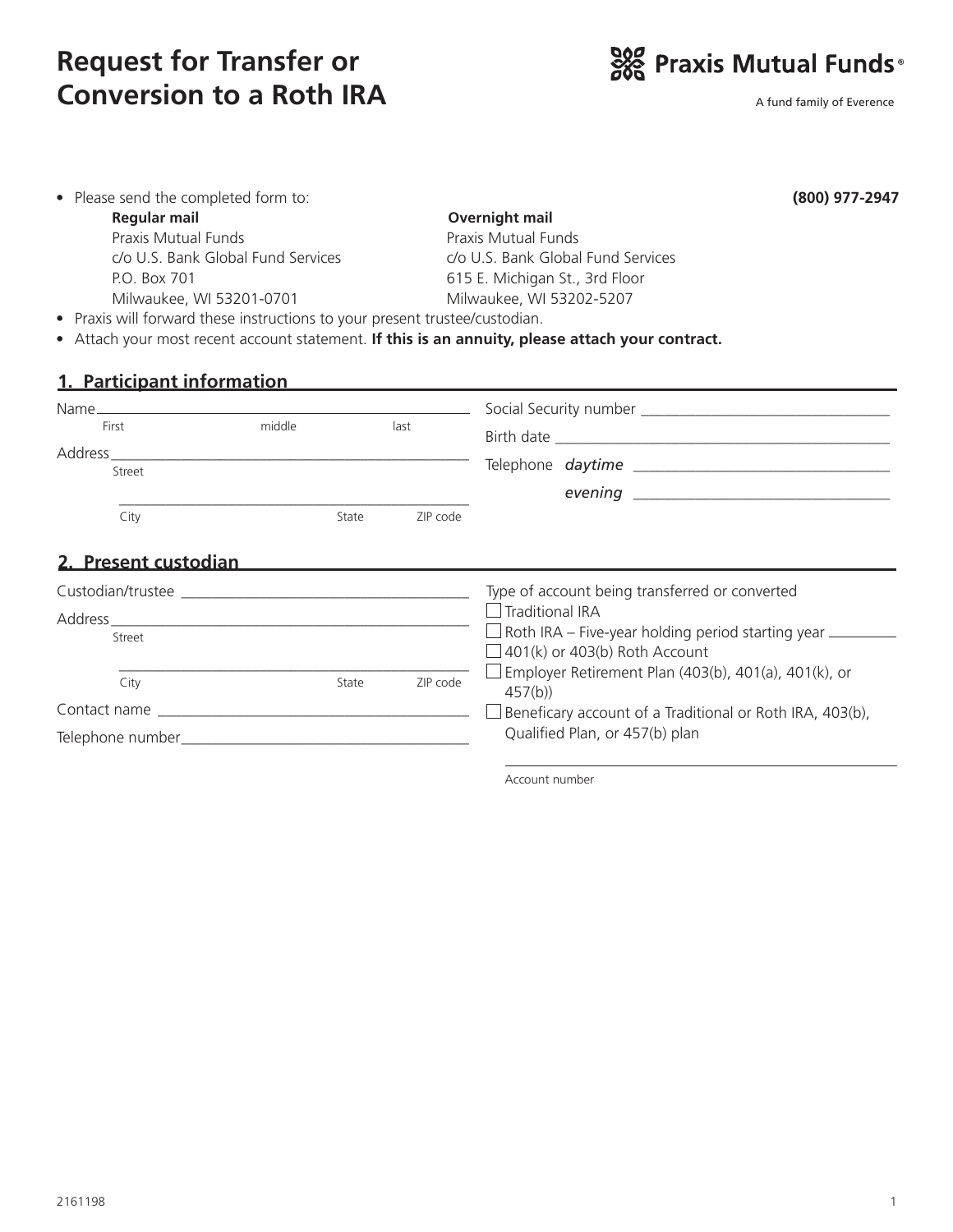# Request for Transfer or Conversion to a Roth IRA

**Praxis Mutual Funds®**

A fund family of Everence

- Please send the completed form to: **(800) 977-2947**

| **Regular mail** | **Overnight mail** |
|---|---|
| Praxis Mutual Funds | Praxis Mutual Funds |
| c/o U.S. Bank Global Fund Services | c/o U.S. Bank Global Fund Services |
| P.O. Box 701 | 615 E. Michigan St., 3rd Floor |
| Milwaukee, WI 53201-0701 | Milwaukee, WI 53202-5207 |

- Praxis will forward these instructions to your present trustee/custodian.
- Attach your most recent account statement. **If this is an annuity, please attach your contract.**

## 1. Participant information

Name ______________________________________________
First middle last

Address ______________________________________________
Street

______________________________________________
City State ZIP code

Social Security number ______________________________

Birth date ______________________________

Telephone *daytime* ______________________________

*evening* ______________________________

## 2. Present custodian

Custodian/trustee ______________________________

Address ______________________________________________
Street

______________________________________________
City State ZIP code

Contact name ______________________________

Telephone number ______________________________

Type of account being transferred or converted

- ☐ Traditional IRA
- ☐ Roth IRA – Five-year holding period starting year ________
- ☐ 401(k) or 403(b) Roth Account
- ☐ Employer Retirement Plan (403(b), 401(a), 401(k), or 457(b))
- ☐ Beneficary account of a Traditional or Roth IRA, 403(b), Qualified Plan, or 457(b) plan

______________________________
Account number

2161198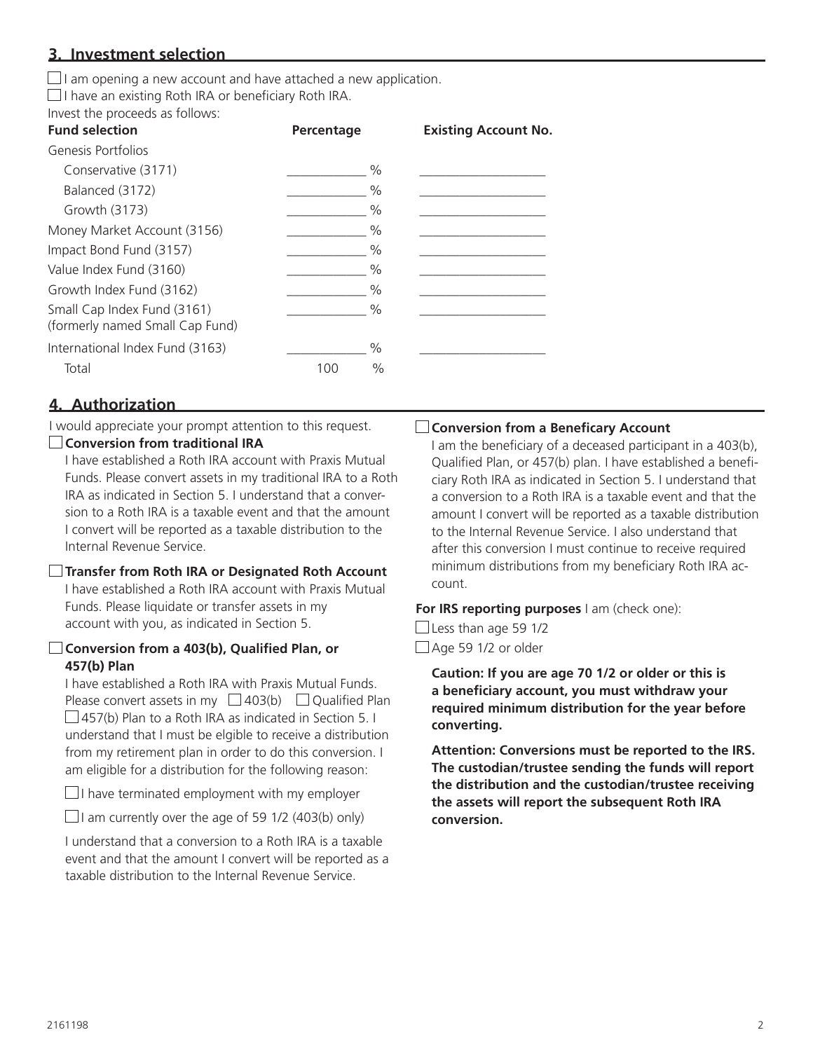## 3. Investment selection

☐ I am opening a new account and have attached a new application.

☐ I have an existing Roth IRA or beneficiary Roth IRA.

Invest the proceeds as follows:

| Fund selection | Percentage | Existing Account No. |
|---|---|---|
| Genesis Portfolios | | |
| Conservative (3171) | ____________ % | ____________________ |
| Balanced (3172) | ____________ % | ____________________ |
| Growth (3173) | ____________ % | ____________________ |
| Money Market Account (3156) | ____________ % | ____________________ |
| Impact Bond Fund (3157) | ____________ % | ____________________ |
| Value Index Fund (3160) | ____________ % | ____________________ |
| Growth Index Fund (3162) | ____________ % | ____________________ |
| Small Cap Index Fund (3161) (formerly named Small Cap Fund) | ____________ % | ____________________ |
| International Index Fund (3163) | ____________ % | ____________________ |
| Total | 100 % | |

## 4. Authorization

I would appreciate your prompt attention to this request.

☐ **Conversion from traditional IRA**

I have established a Roth IRA account with Praxis Mutual Funds. Please convert assets in my traditional IRA to a Roth IRA as indicated in Section 5. I understand that a conversion to a Roth IRA is a taxable event and that the amount I convert will be reported as a taxable distribution to the Internal Revenue Service.

☐ **Transfer from Roth IRA or Designated Roth Account**

I have established a Roth IRA account with Praxis Mutual Funds. Please liquidate or transfer assets in my account with you, as indicated in Section 5.

☐ **Conversion from a 403(b), Qualified Plan, or 457(b) Plan**

I have established a Roth IRA with Praxis Mutual Funds. Please convert assets in my ☐ 403(b) ☐ Qualified Plan ☐ 457(b) Plan to a Roth IRA as indicated in Section 5. I understand that I must be elgible to receive a distribution from my retirement plan in order to do this conversion. I am eligible for a distribution for the following reason:

☐ I have terminated employment with my employer

☐ I am currently over the age of 59 1/2 (403(b) only)

I understand that a conversion to a Roth IRA is a taxable event and that the amount I convert will be reported as a taxable distribution to the Internal Revenue Service.

☐ **Conversion from a Beneficary Account**

I am the beneficiary of a deceased participant in a 403(b), Qualified Plan, or 457(b) plan. I have established a beneficiary Roth IRA as indicated in Section 5. I understand that a conversion to a Roth IRA is a taxable event and that the amount I convert will be reported as a taxable distribution to the Internal Revenue Service. I also understand that after this conversion I must continue to receive required minimum distributions from my beneficiary Roth IRA account.

**For IRS reporting purposes** I am (check one):

☐ Less than age 59 1/2

☐ Age 59 1/2 or older

**Caution: If you are age 70 1/2 or older or this is a beneficiary account, you must withdraw your required minimum distribution for the year before converting.**

**Attention: Conversions must be reported to the IRS. The custodian/trustee sending the funds will report the distribution and the custodian/trustee receiving the assets will report the subsequent Roth IRA conversion.**

2161198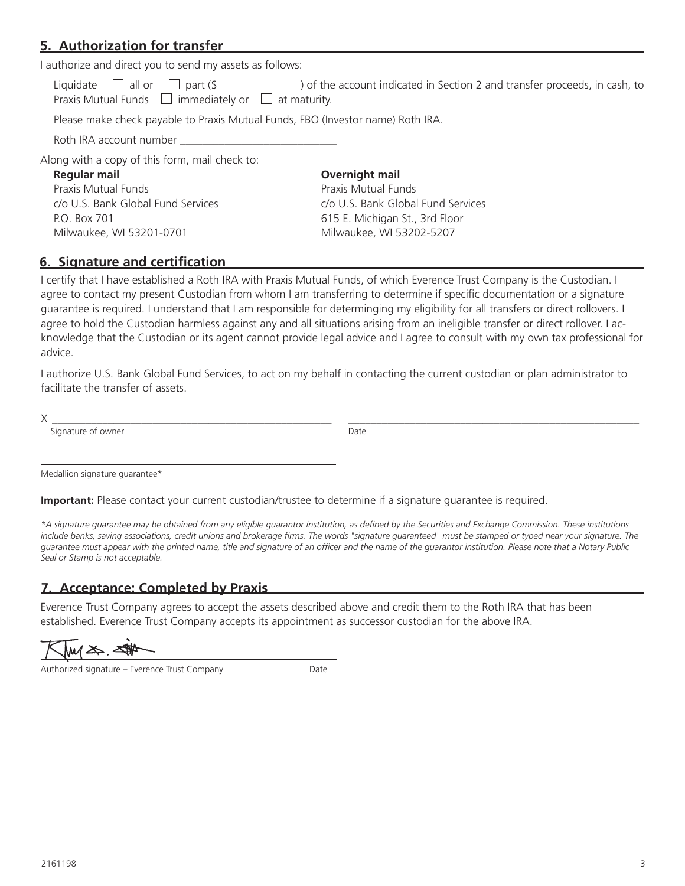## 5. Authorization for transfer

I authorize and direct you to send my assets as follows:

Liquidate ☐ all or ☐ part ($______________) of the account indicated in Section 2 and transfer proceeds, in cash, to Praxis Mutual Funds ☐ immediately or ☐ at maturity.

Please make check payable to Praxis Mutual Funds, FBO (Investor name) Roth IRA.

Roth IRA account number ___________________________

Along with a copy of this form, mail check to:

**Regular mail**
Praxis Mutual Funds
c/o U.S. Bank Global Fund Services
P.O. Box 701
Milwaukee, WI 53201-0701

**Overnight mail**
Praxis Mutual Funds
c/o U.S. Bank Global Fund Services
615 E. Michigan St., 3rd Floor
Milwaukee, WI 53202-5207

## 6. Signature and certification

I certify that I have established a Roth IRA with Praxis Mutual Funds, of which Everence Trust Company is the Custodian. I agree to contact my present Custodian from whom I am transferring to determine if specific documentation or a signature guarantee is required. I understand that I am responsible for determinging my eligibility for all transfers or direct rollovers. I agree to hold the Custodian harmless against any and all situations arising from an ineligible transfer or direct rollover. I acknowledge that the Custodian or its agent cannot provide legal advice and I agree to consult with my own tax professional for advice.

I authorize U.S. Bank Global Fund Services, to act on my behalf in contacting the current custodian or plan administrator to facilitate the transfer of assets.

X ______________________________________________
Signature of owner

______________________________________________
Date

______________________________________________
Medallion signature guarantee*

**Important:** Please contact your current custodian/trustee to determine if a signature guarantee is required.

*\*A signature guarantee may be obtained from any eligible guarantor institution, as defined by the Securities and Exchange Commission. These institutions include banks, saving associations, credit unions and brokerage firms. The words "signature guaranteed" must be stamped or typed near your signature. The guarantee must appear with the printed name, title and signature of an officer and the name of the guarantor institution. Please note that a Notary Public Seal or Stamp is not acceptable.*

## 7. Acceptance: Completed by Praxis

Everence Trust Company agrees to accept the assets described above and credit them to the Roth IRA that has been established. Everence Trust Company accepts its appointment as successor custodian for the above IRA.

______________________________________________
Authorized signature – Everence Trust Company          Date

2161198